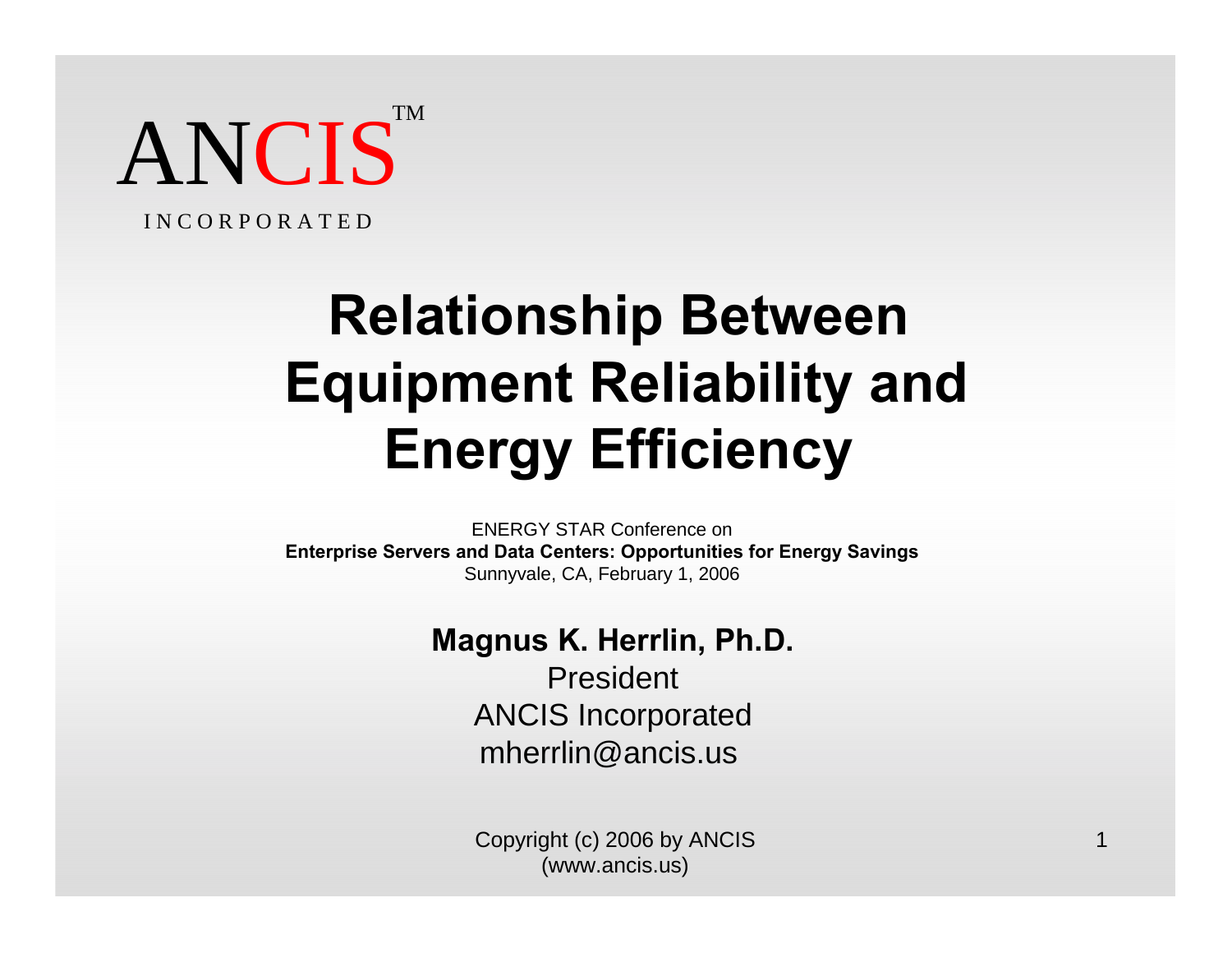ANCIS™

INCORPORATED

# Relationship Between Equipment Reliability and Energy Efficiency

ENERGY STAR Conference on
**Enterprise Servers and Data Centers: Opportunities for Energy Savings**
Sunnyvale, CA, February 1, 2006

**Magnus K. Herrlin, Ph.D.**
President
ANCIS Incorporated
mherrlin@ancis.us

Copyright (c) 2006 by ANCIS
(www.ancis.us)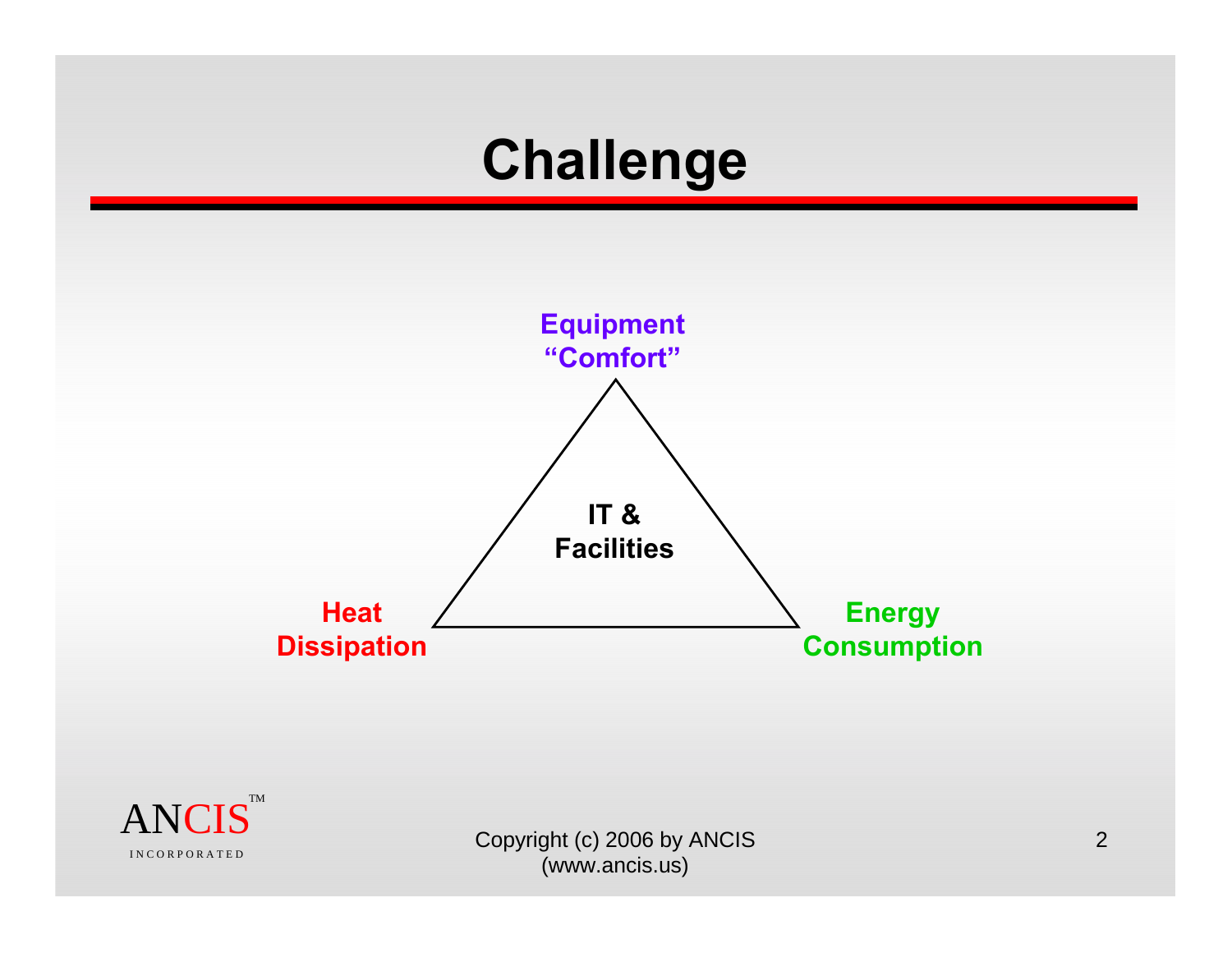# Challenge

**Equipment "Comfort"**

**IT & Facilities**

**Heat Dissipation**

**Energy Consumption**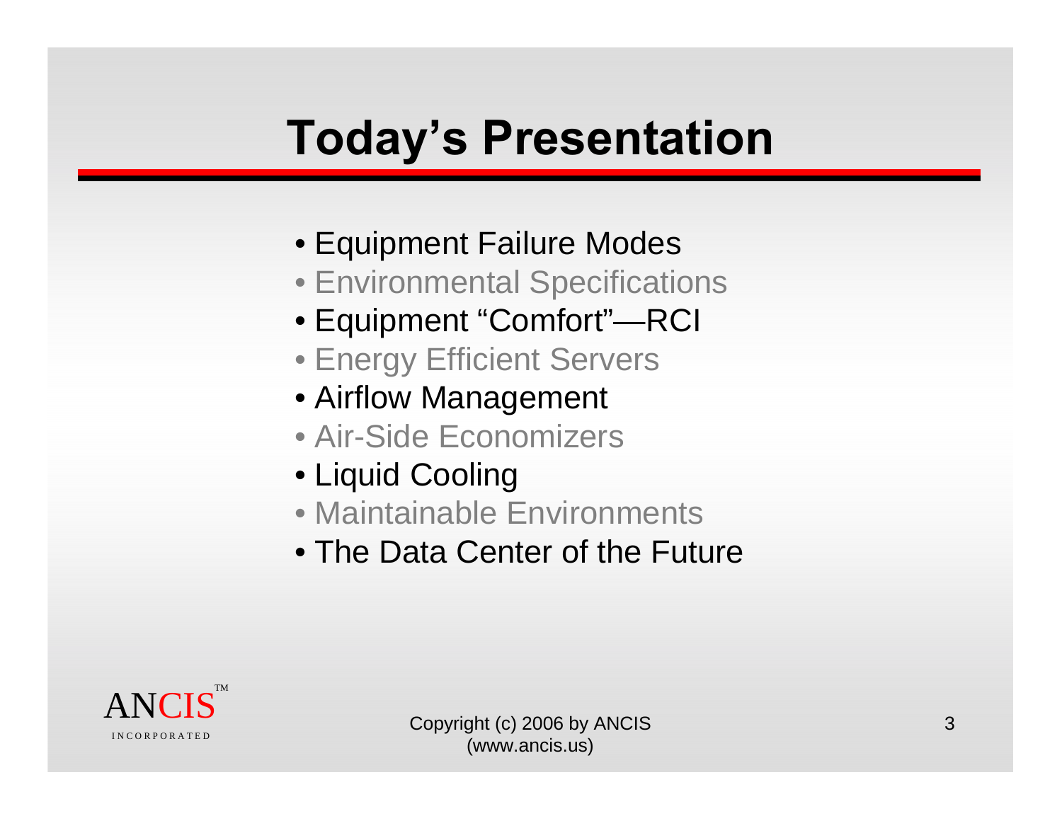# Today's Presentation

- Equipment Failure Modes
- Environmental Specifications
- Equipment "Comfort"—RCI
- Energy Efficient Servers
- Airflow Management
- Air-Side Economizers
- Liquid Cooling
- Maintainable Environments
- The Data Center of the Future

ANCIS™ INCORPORATED

Copyright (c) 2006 by ANCIS (www.ancis.us)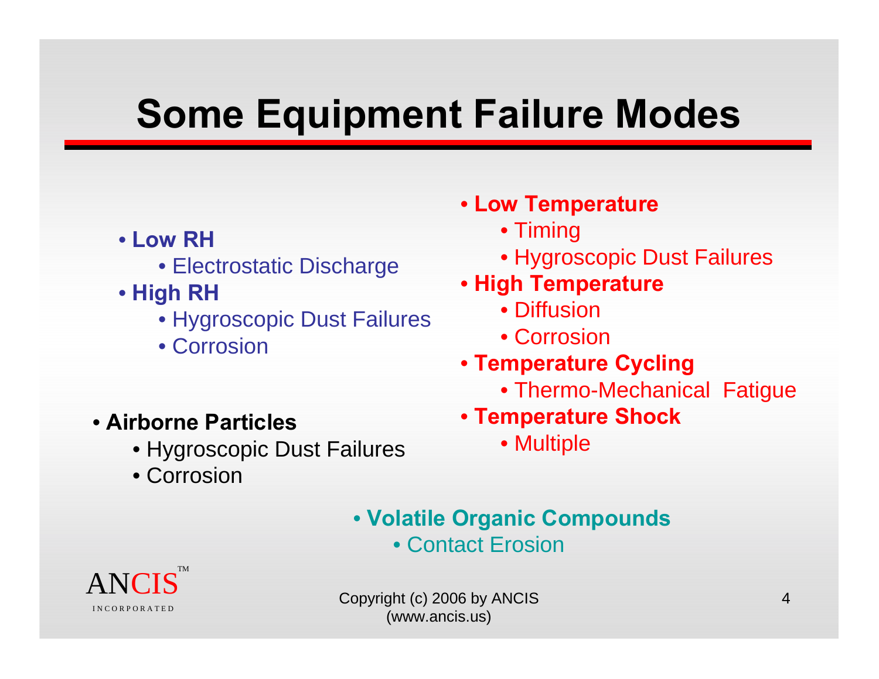# Some Equipment Failure Modes

- **Low RH**
  - Electrostatic Discharge
- **High RH**
  - Hygroscopic Dust Failures
  - Corrosion
- **Airborne Particles**
  - Hygroscopic Dust Failures
  - Corrosion
- **Low Temperature**
  - Timing
  - Hygroscopic Dust Failures
- **High Temperature**
  - Diffusion
  - Corrosion
- **Temperature Cycling**
  - Thermo-Mechanical Fatigue
- **Temperature Shock**
  - Multiple
- **Volatile Organic Compounds**
  - Contact Erosion

ANCIS™ INCORPORATED

Copyright (c) 2006 by ANCIS (www.ancis.us)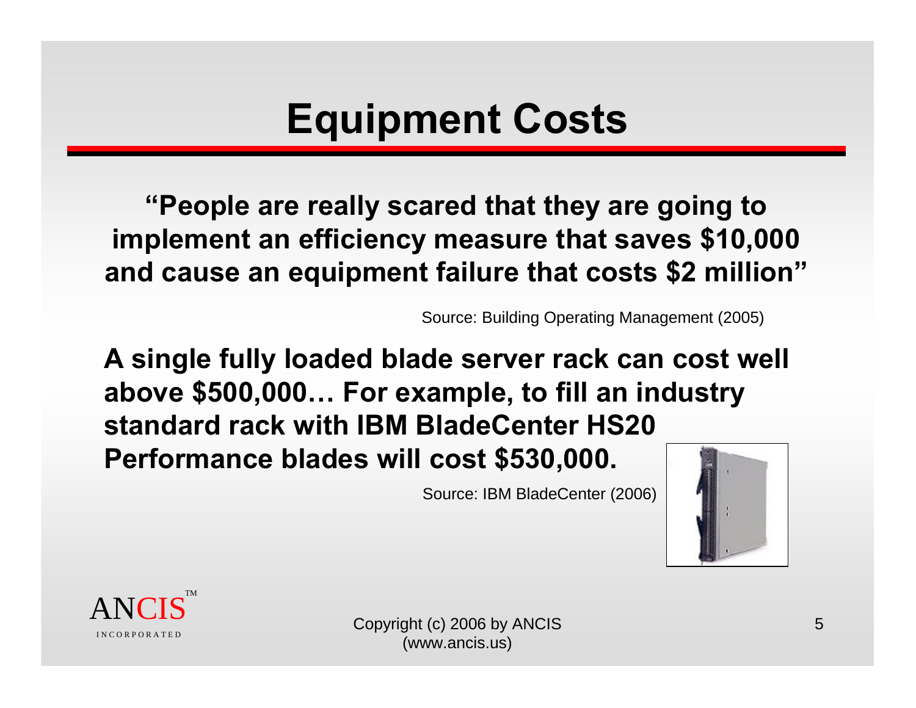# Equipment Costs

**"People are really scared that they are going to implement an efficiency measure that saves $10,000 and cause an equipment failure that costs $2 million"**

Source: Building Operating Management (2005)

**A single fully loaded blade server rack can cost well above $500,000… For example, to fill an industry standard rack with IBM BladeCenter HS20 Performance blades will cost $530,000.**

Source: IBM BladeCenter (2006)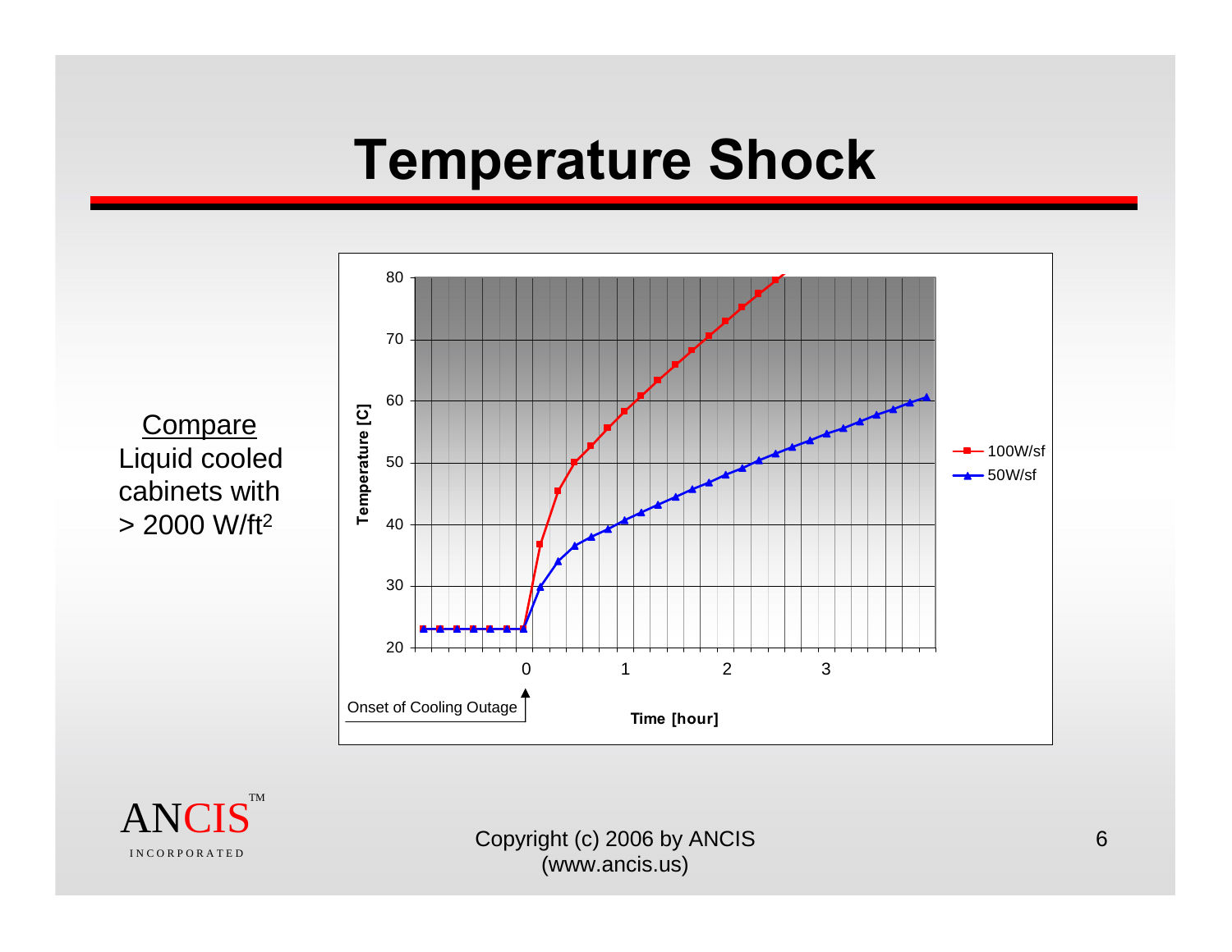# Temperature Shock

Compare

Liquid cooled cabinets with > 2000 $W/ft^2$

Temperature [C]

80
70
60
50
40
30
20

0 1 2 3

Time [hour]

Onset of Cooling Outage

100W/sf

50W/sf

Copyright (c) 2006 by ANCIS (www.ancis.us)

ANCIS™ INCORPORATED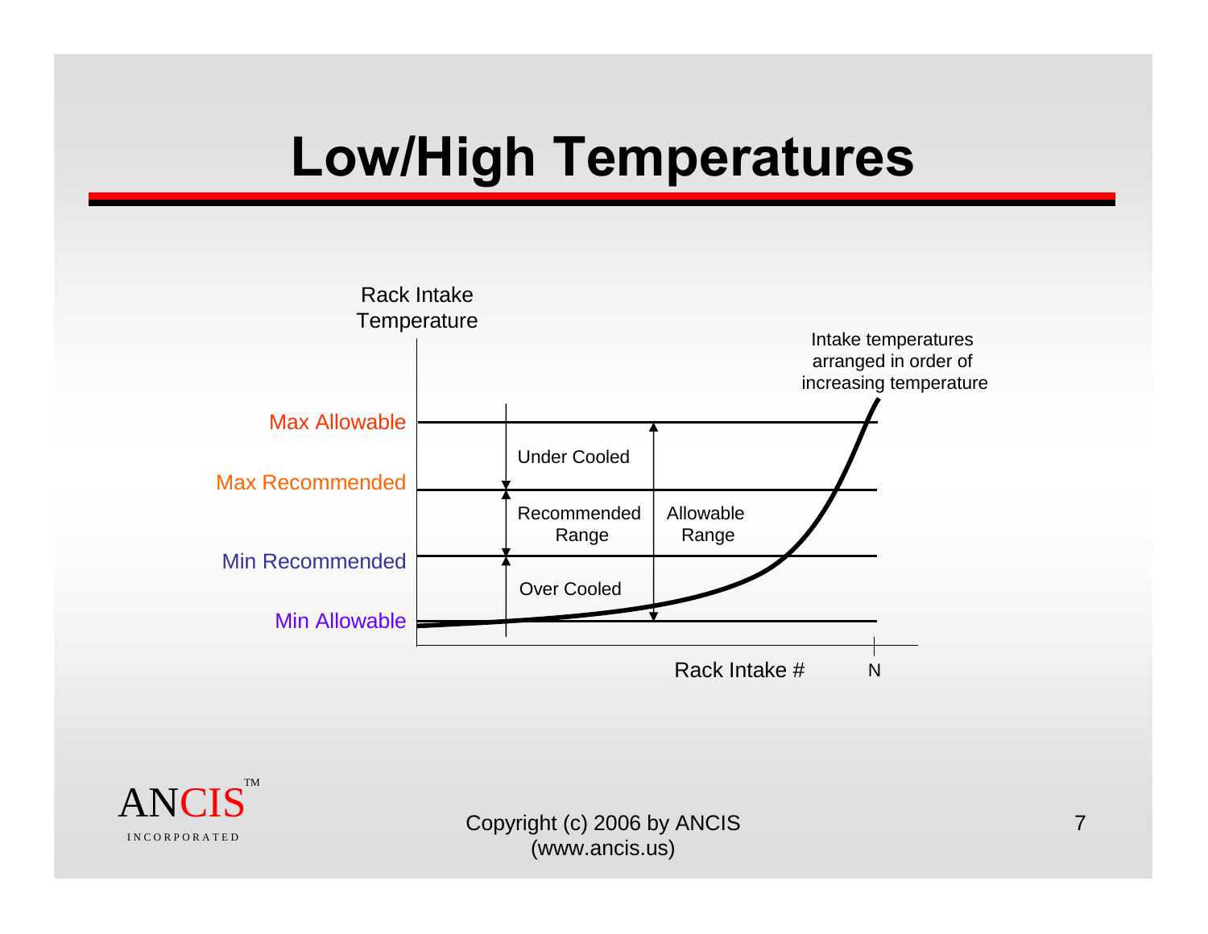# Low/High Temperatures

Rack Intake Temperature

Intake temperatures arranged in order of increasing temperature

Max Allowable

Max Recommended

Min Recommended

Min Allowable

Under Cooled

Recommended Range

Allowable Range

Over Cooled

Rack Intake #

N

ANCIS™ INCORPORATED

Copyright (c) 2006 by ANCIS (www.ancis.us)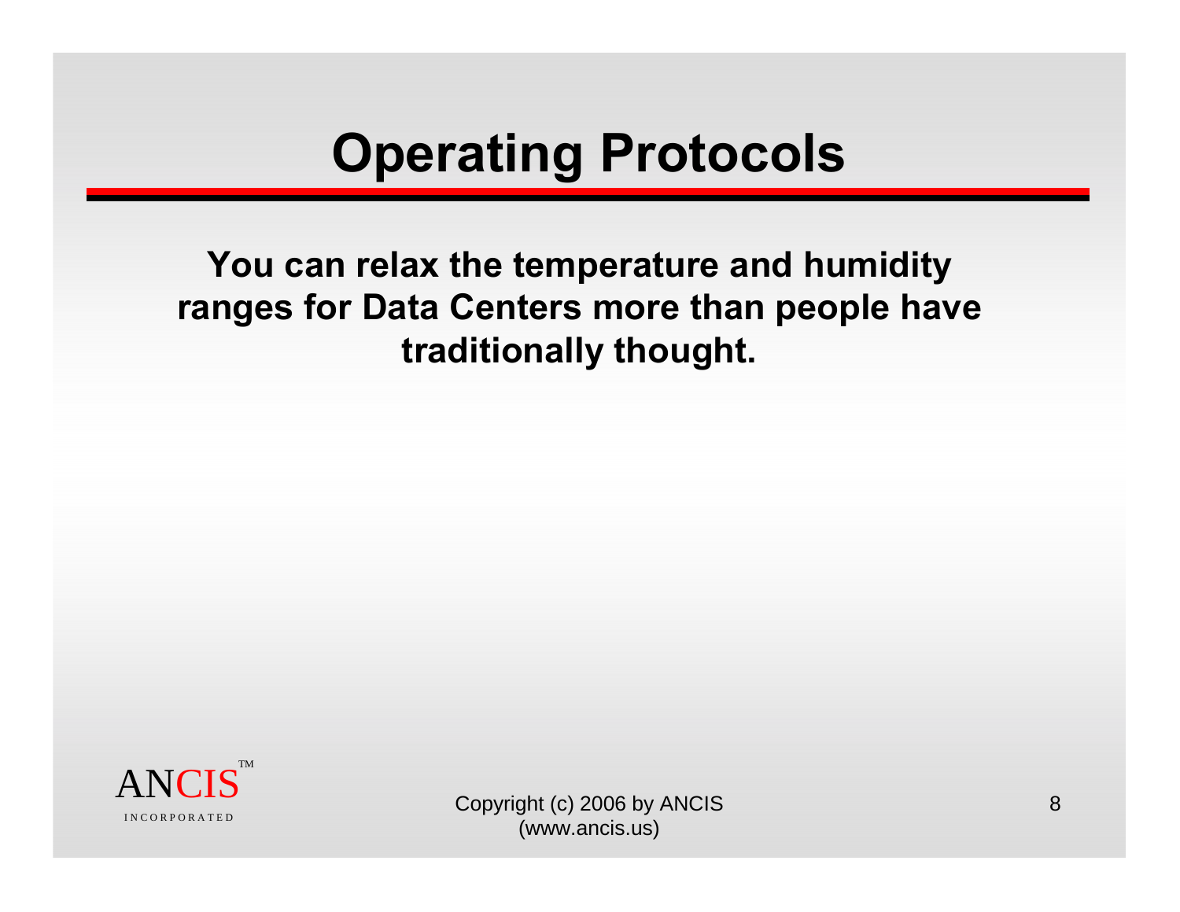# Operating Protocols

**You can relax the temperature and humidity ranges for Data Centers more than people have traditionally thought.**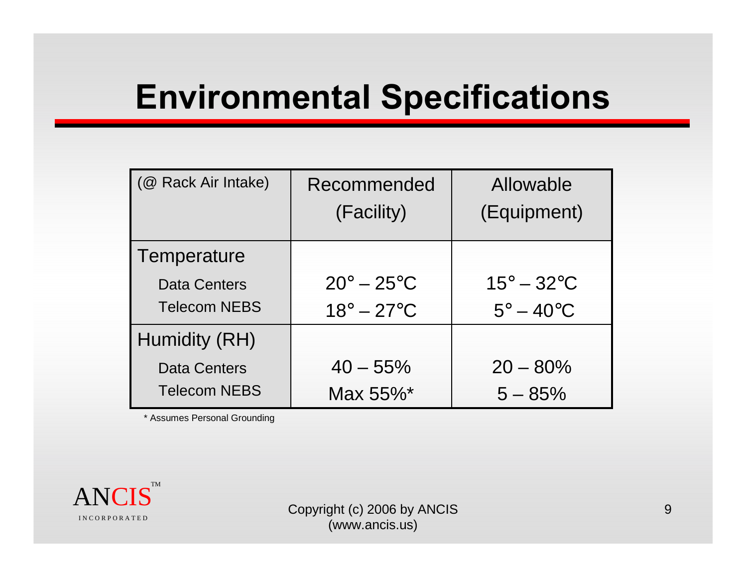# Environmental Specifications

| (@ Rack Air Intake) | Recommended (Facility) | Allowable (Equipment) |
|---|---|---|
| **Temperature** | | |
| Data Centers | 20° – 25°C | 15° – 32°C |
| Telecom NEBS | 18° – 27°C | 5° – 40°C |
| **Humidity (RH)** | | |
| Data Centers | 40 – 55% | 20 – 80% |
| Telecom NEBS | Max 55%* | 5 – 85% |

\* Assumes Personal Grounding

ANCIS™ INCORPORATED

Copyright (c) 2006 by ANCIS (www.ancis.us)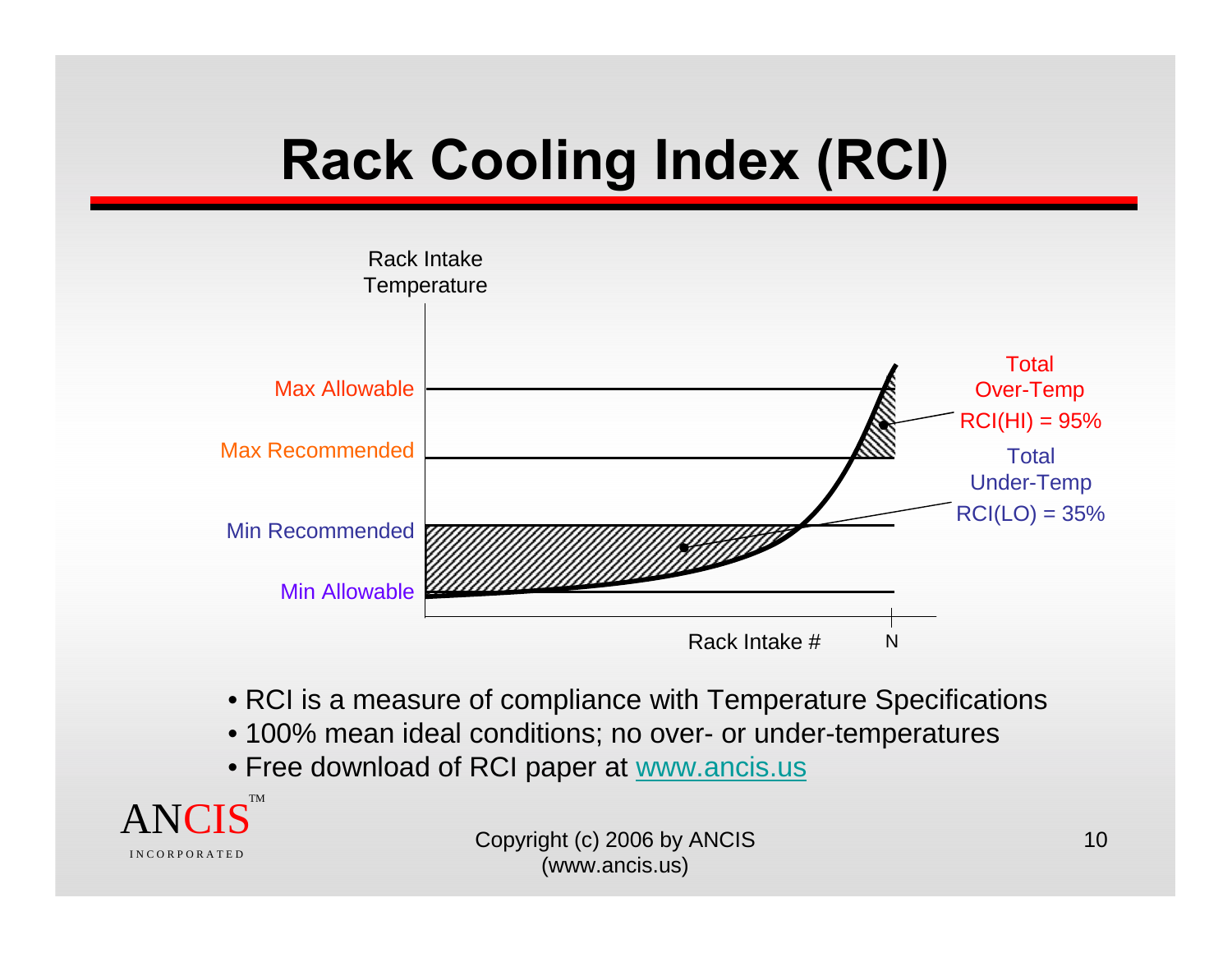# Rack Cooling Index (RCI)

Rack Intake Temperature

Max Allowable

Max Recommended

Min Recommended

Min Allowable

Rack Intake #

N

Total Over-Temp

RCI(HI) = 95%

Total Under-Temp

RCI(LO) = 35%

- RCI is a measure of compliance with Temperature Specifications
- 100% mean ideal conditions; no over- or under-temperatures
- Free download of RCI paper at www.ancis.us

Copyright (c) 2006 by ANCIS (www.ancis.us)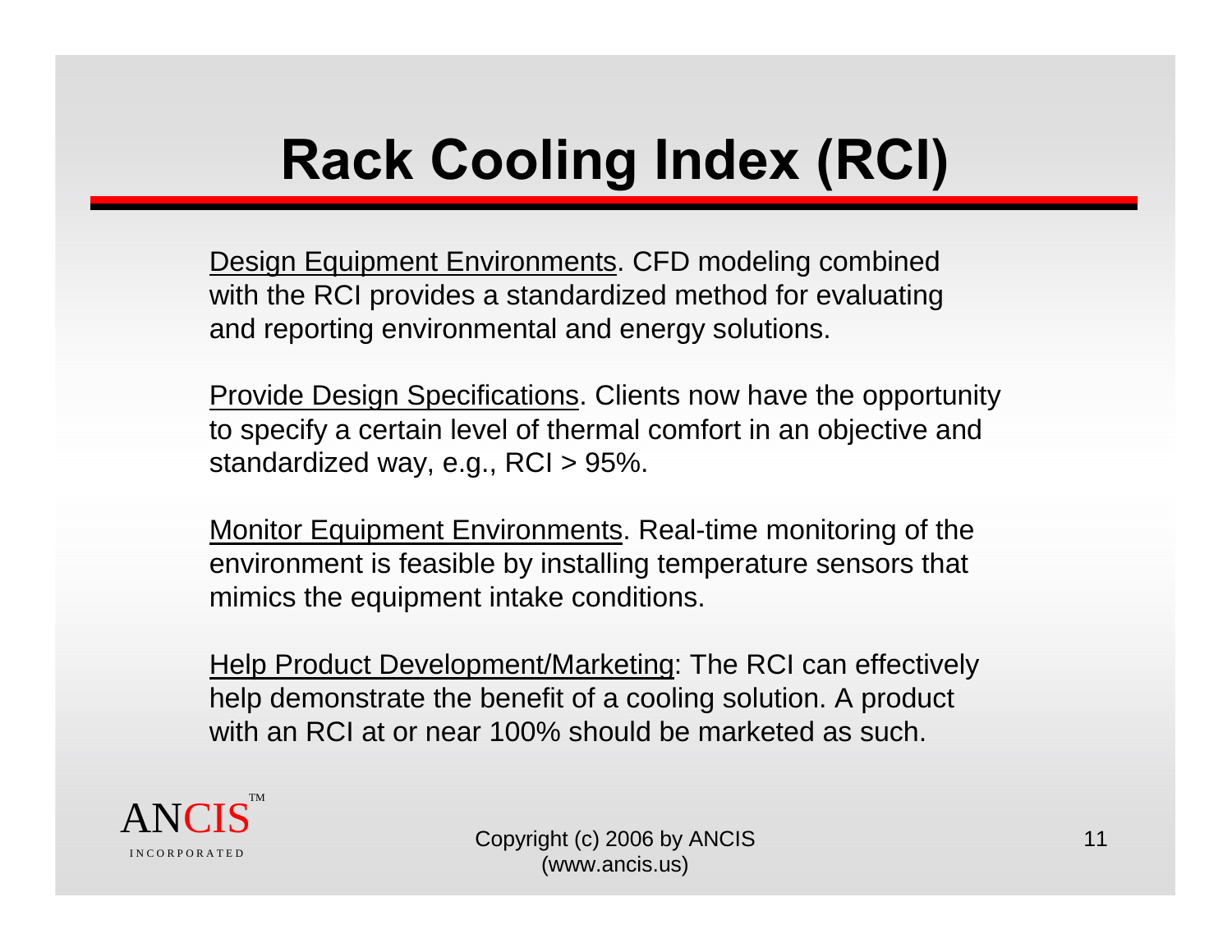# Rack Cooling Index (RCI)

Design Equipment Environments. CFD modeling combined with the RCI provides a standardized method for evaluating and reporting environmental and energy solutions.

Provide Design Specifications. Clients now have the opportunity to specify a certain level of thermal comfort in an objective and standardized way, e.g., RCI > 95%.

Monitor Equipment Environments. Real-time monitoring of the environment is feasible by installing temperature sensors that mimics the equipment intake conditions.

Help Product Development/Marketing: The RCI can effectively help demonstrate the benefit of a cooling solution. A product with an RCI at or near 100% should be marketed as such.

ANCIS™ INCORPORATED

Copyright (c) 2006 by ANCIS (www.ancis.us)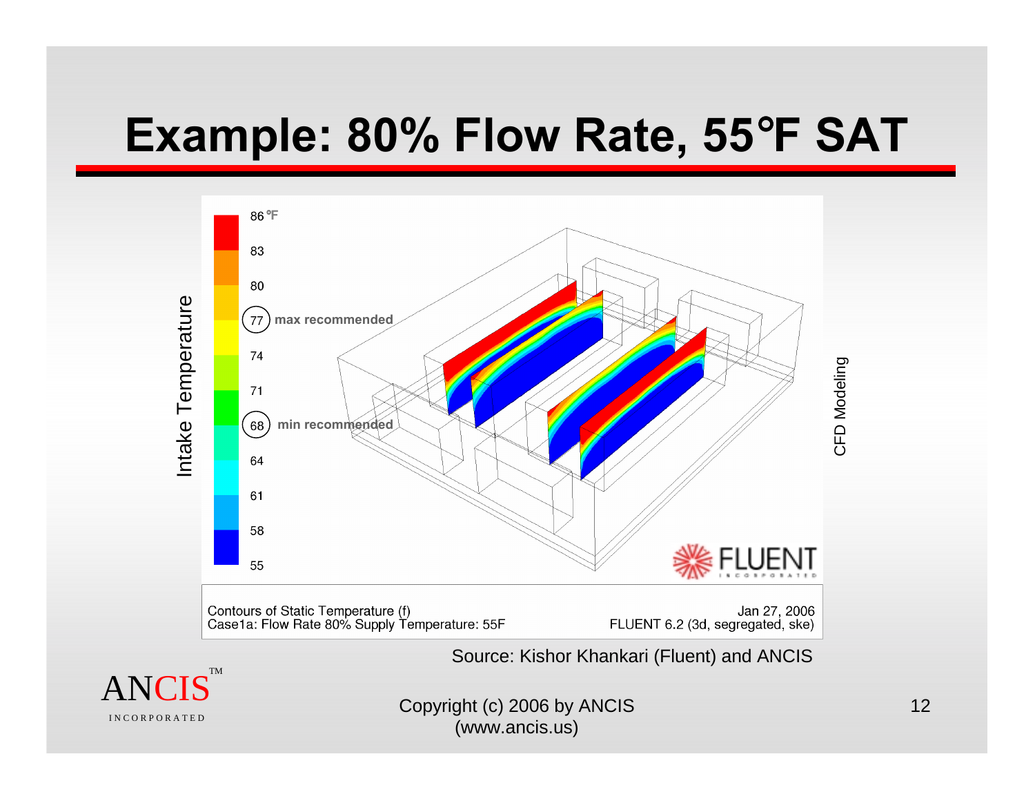# Example: 80% Flow Rate, 55°F SAT

Intake Temperature

86 °F
83
80
77 max recommended
74
71
68 min recommended
64
61
58
55

CFD Modeling

FLUENT INCORPORATED

Contours of Static Temperature (f)
Case1a: Flow Rate 80% Supply Temperature: 55F

Jan 27, 2006
FLUENT 6.2 (3d, segregated, ske)

Source: Kishor Khankari (Fluent) and ANCIS

ANCIS™ INCORPORATED

Copyright (c) 2006 by ANCIS (www.ancis.us)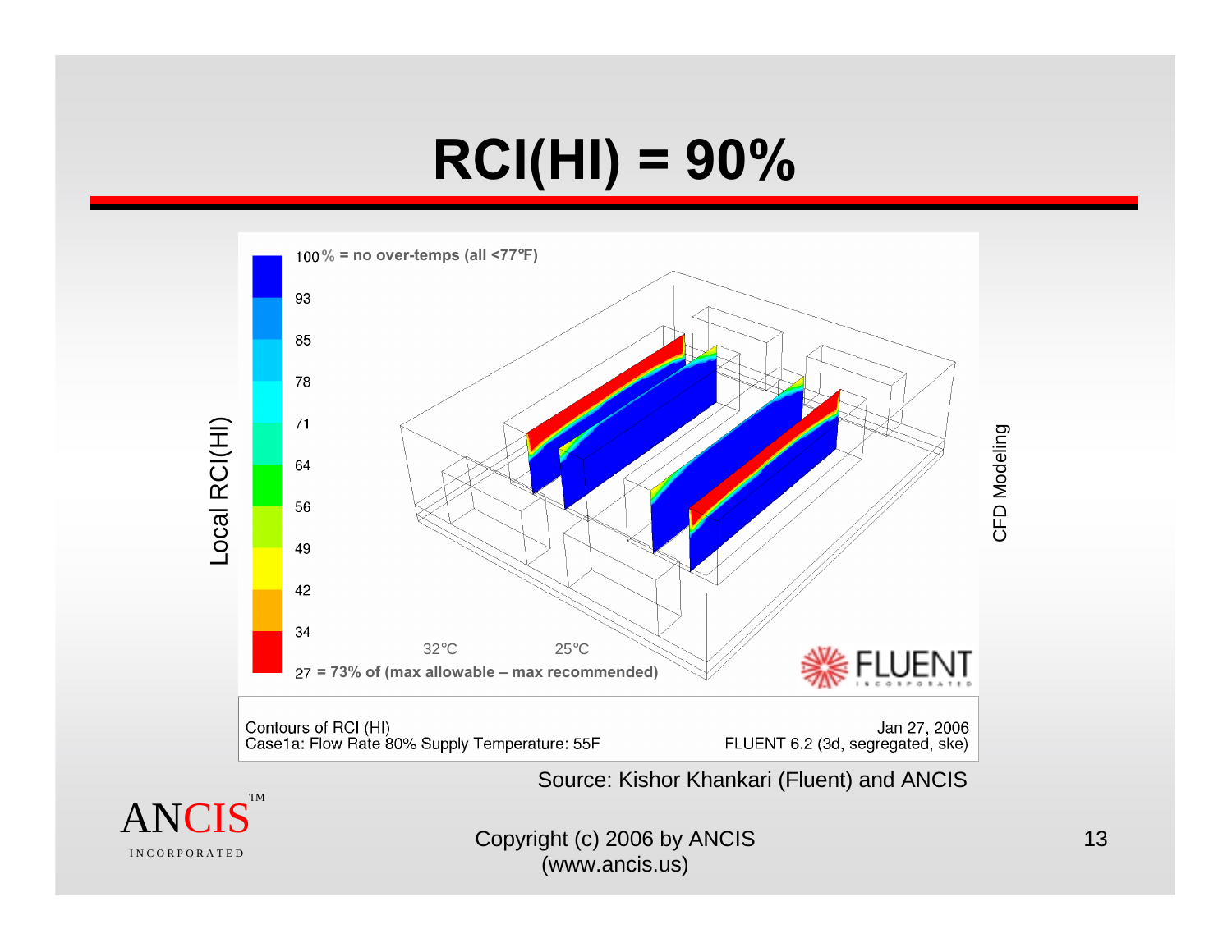# RCI(HI) = 90%

Local RCI(HI)

100 % = no over-temps (all <77°F)

93

85

78

71

64

56

49

42

34

27 = 73% of (max allowable – max recommended)

32°C 25°C

FLUENT

CFD Modeling

Contours of RCI (HI)
Case1a: Flow Rate 80% Supply Temperature: 55F

Jan 27, 2006
FLUENT 6.2 (3d, segregated, ske)

Source: Kishor Khankari (Fluent) and ANCIS

ANCIS™ INCORPORATED

Copyright (c) 2006 by ANCIS
(www.ancis.us)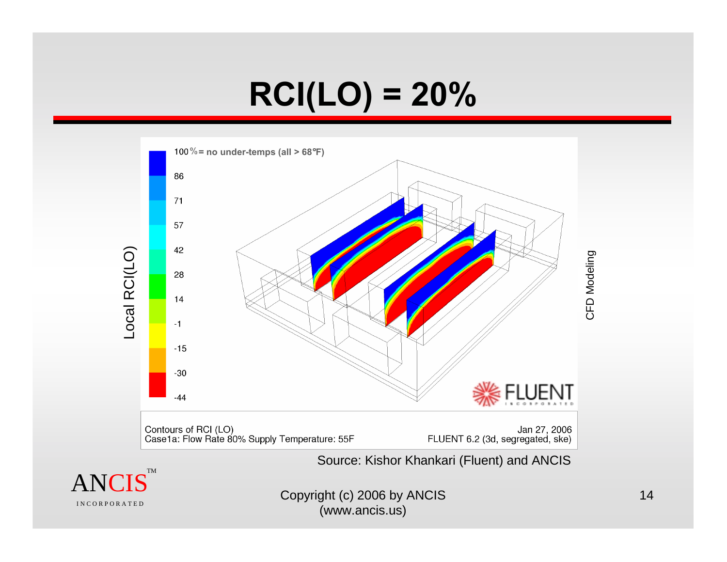# RCI(LO) = 20%

Local RCI(LO)

100 % = no under-temps (all > 68°F)

86

71

57

42

28

14

-1

-15

-30

-44

FLUENT INCORPORATED

Contours of RCI (LO)
Case1a: Flow Rate 80% Supply Temperature: 55F

Jan 27, 2006
FLUENT 6.2 (3d, segregated, ske)

CFD Modeling

Source: Kishor Khankari (Fluent) and ANCIS

ANCIS™ INCORPORATED

Copyright (c) 2006 by ANCIS
(www.ancis.us)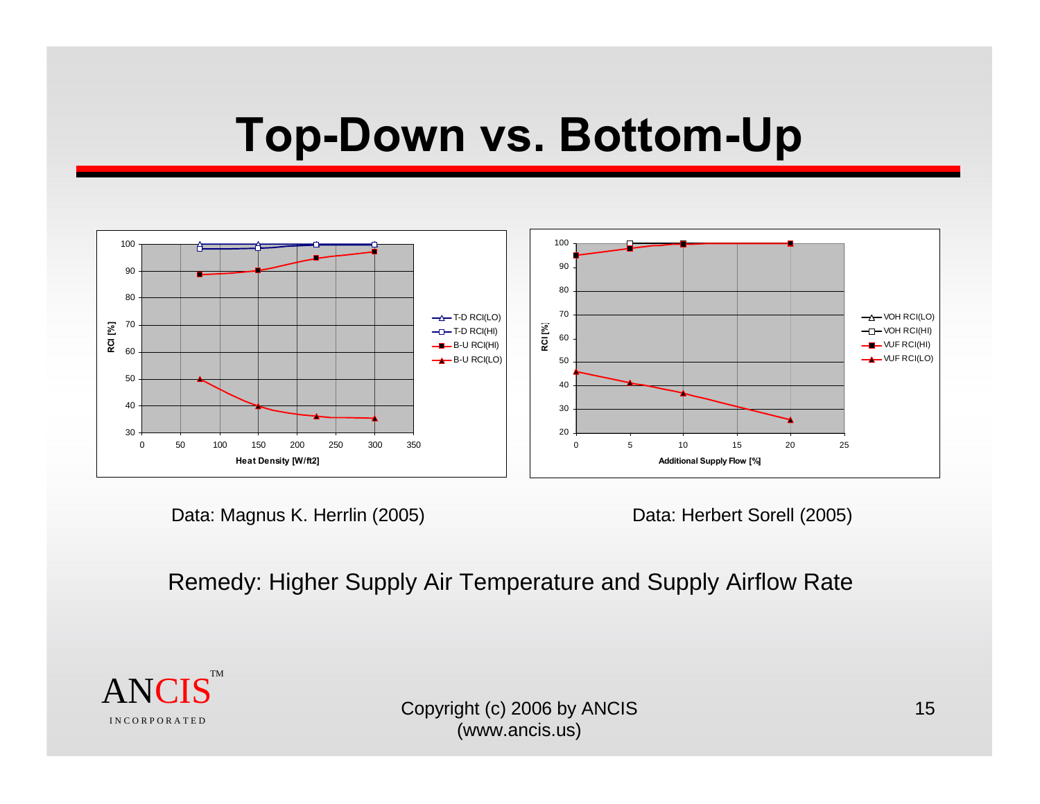# Top-Down vs. Bottom-Up

Data: Magnus K. Herrlin (2005)

Data: Herbert Sorell (2005)

Remedy: Higher Supply Air Temperature and Supply Airflow Rate

Copyright (c) 2006 by ANCIS
(www.ancis.us)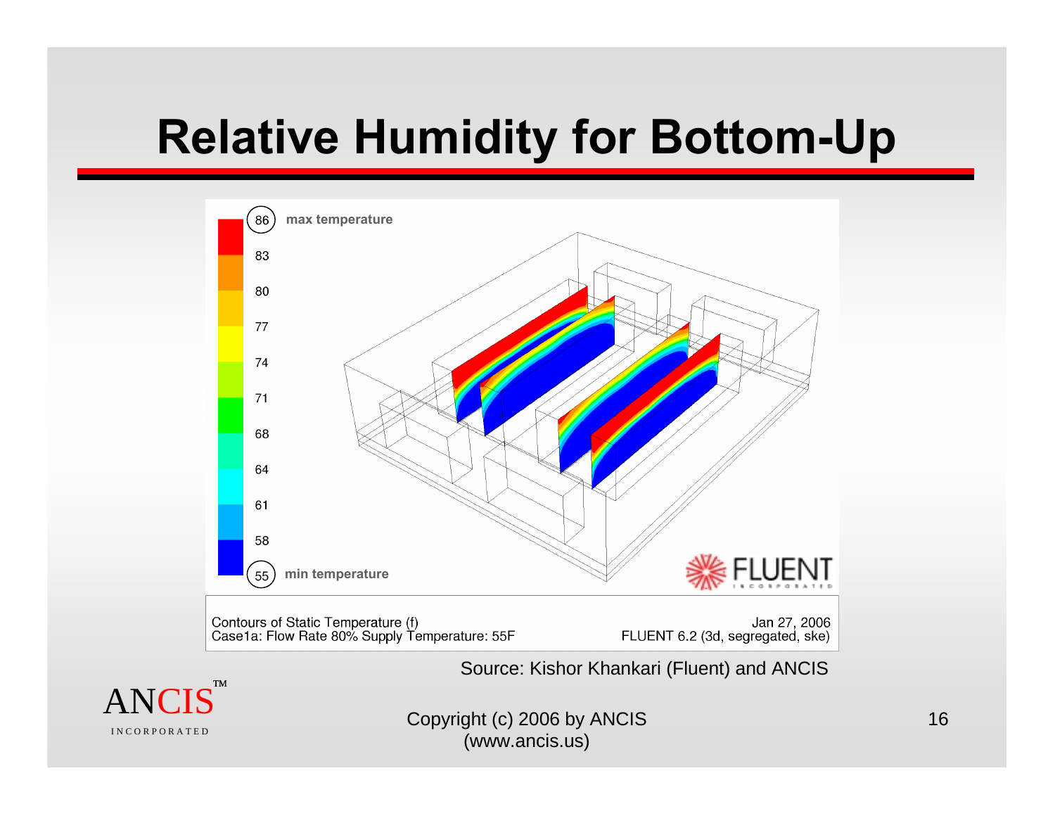# Relative Humidity for Bottom-Up

86 max temperature

83

80

77

74

71

68

64

61

58

55 min temperature

FLUENT INCORPORATED

Contours of Static Temperature (f)
Case1a: Flow Rate 80% Supply Temperature: 55F

Jan 27, 2006
FLUENT 6.2 (3d, segregated, ske)

Source: Kishor Khankari (Fluent) and ANCIS

ANCIS™ INCORPORATED

Copyright (c) 2006 by ANCIS (www.ancis.us)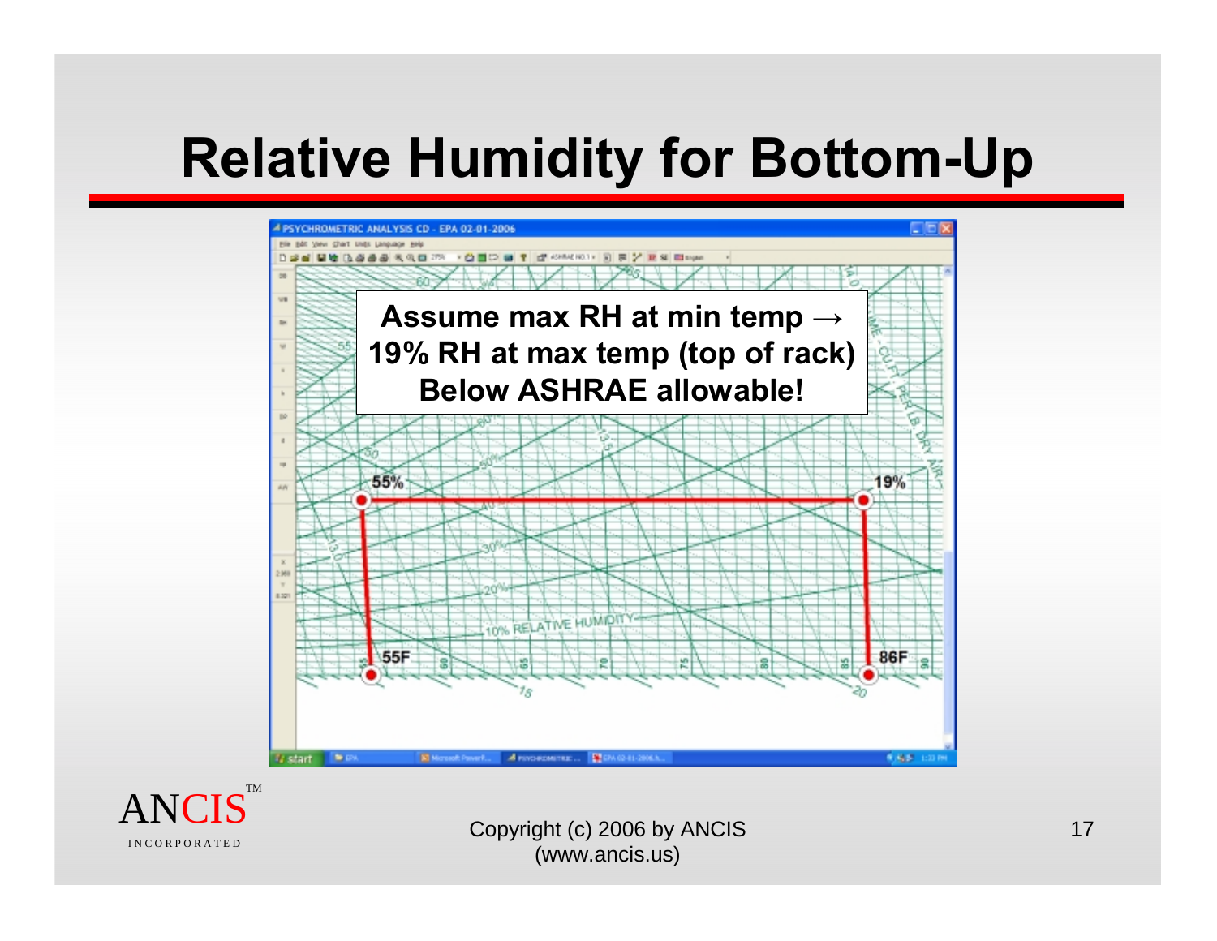# Relative Humidity for Bottom-Up

**Assume max RH at min temp → 19% RH at max temp (top of rack) Below ASHRAE allowable!**

55%

19%

55F

86F

Copyright (c) 2006 by ANCIS (www.ancis.us)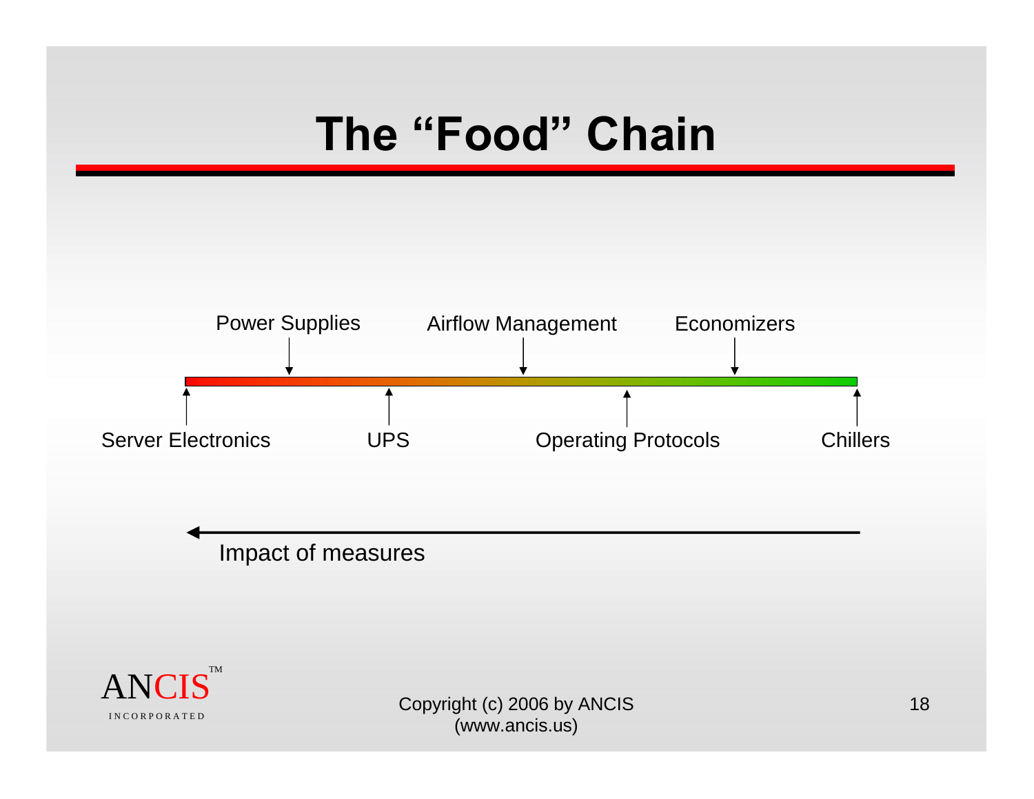# The "Food" Chain

Power Supplies    Airflow Management    Economizers

Server Electronics    UPS    Operating Protocols    Chillers

Impact of measures

Copyright (c) 2006 by ANCIS (www.ancis.us)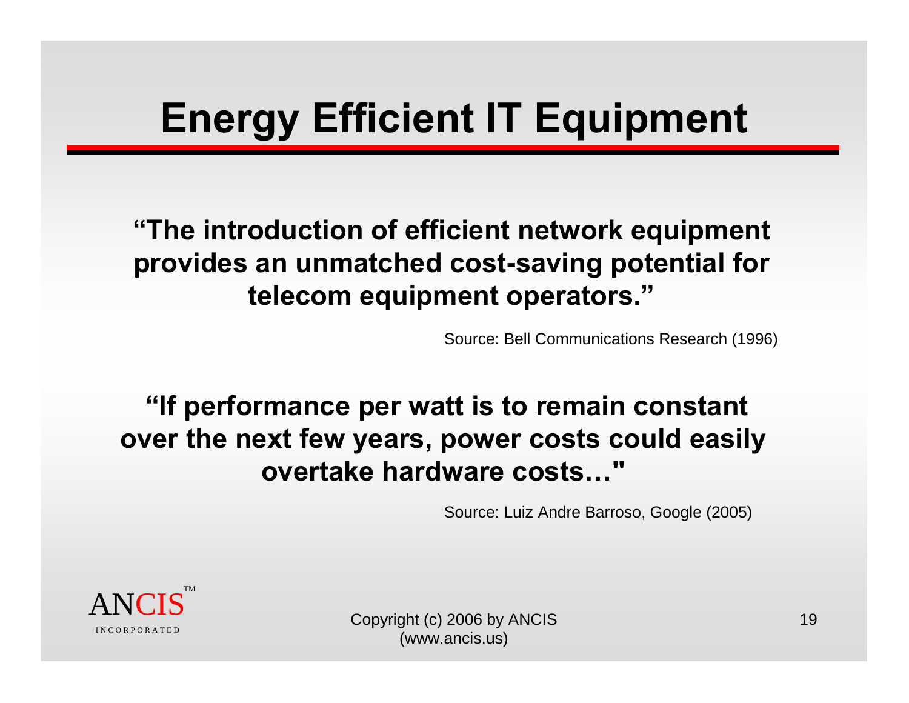# Energy Efficient IT Equipment

**"The introduction of efficient network equipment provides an unmatched cost-saving potential for telecom equipment operators."**

Source: Bell Communications Research (1996)

**"If performance per watt is to remain constant over the next few years, power costs could easily overtake hardware costs…"**

Source: Luiz Andre Barroso, Google (2005)

ANCIS™ INCORPORATED

Copyright (c) 2006 by ANCIS (www.ancis.us)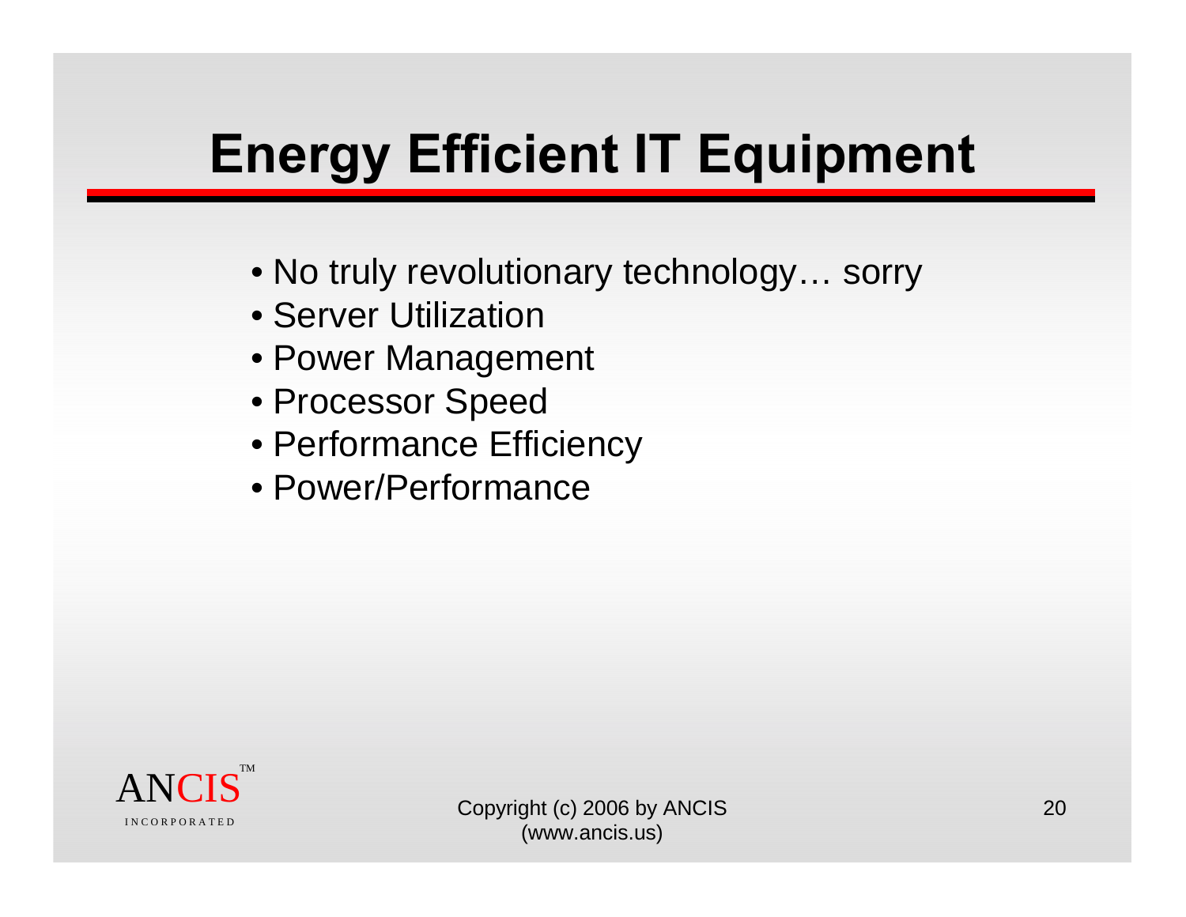# Energy Efficient IT Equipment

- No truly revolutionary technology… sorry
- Server Utilization
- Power Management
- Processor Speed
- Performance Efficiency
- Power/Performance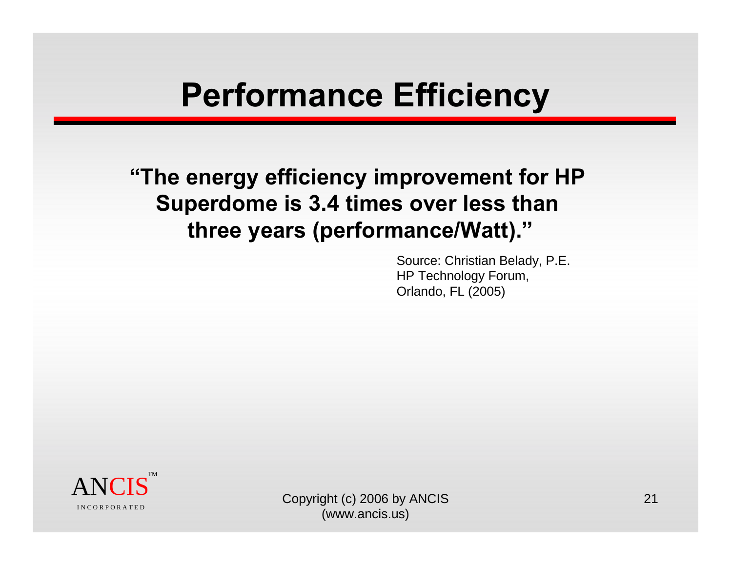# Performance Efficiency

**"The energy efficiency improvement for HP Superdome is 3.4 times over less than three years (performance/Watt)."**

Source: Christian Belady, P.E.
HP Technology Forum,
Orlando, FL (2005)

ANCIS™
INCORPORATED

Copyright (c) 2006 by ANCIS
(www.ancis.us)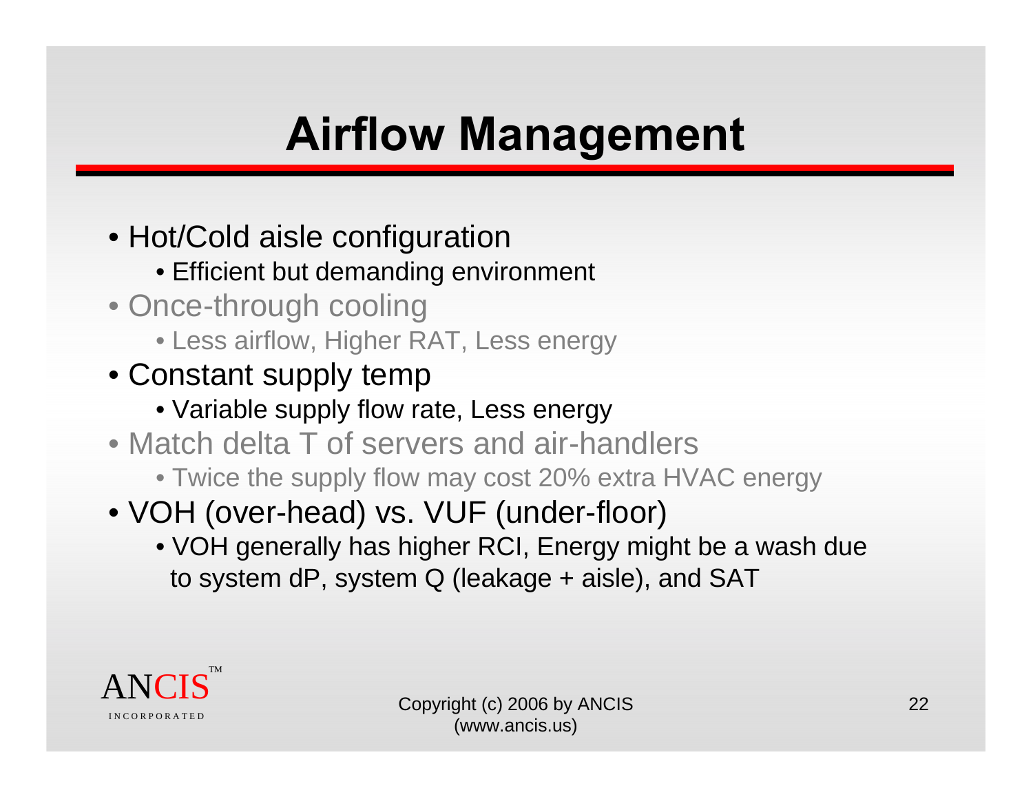# Airflow Management

- Hot/Cold aisle configuration
  - Efficient but demanding environment
- Once-through cooling
  - Less airflow, Higher RAT, Less energy
- Constant supply temp
  - Variable supply flow rate, Less energy
- Match delta T of servers and air-handlers
  - Twice the supply flow may cost 20% extra HVAC energy
- VOH (over-head) vs. VUF (under-floor)
  - VOH generally has higher RCI, Energy might be a wash due to system dP, system Q (leakage + aisle), and SAT

ANCIS™ INCORPORATED

Copyright (c) 2006 by ANCIS (www.ancis.us)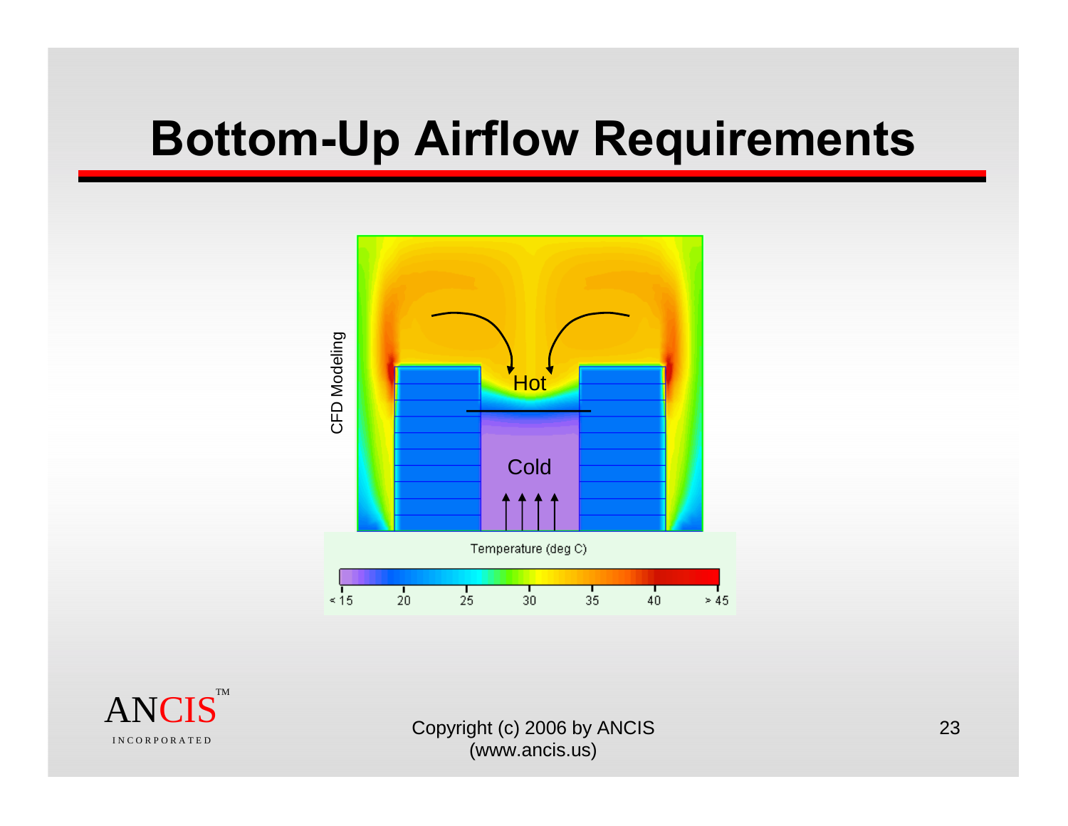# Bottom-Up Airflow Requirements

CFD Modeling

Hot

Cold

Temperature (deg C)

< 15 20 25 30 35 40 > 45

Copyright (c) 2006 by ANCIS (www.ancis.us)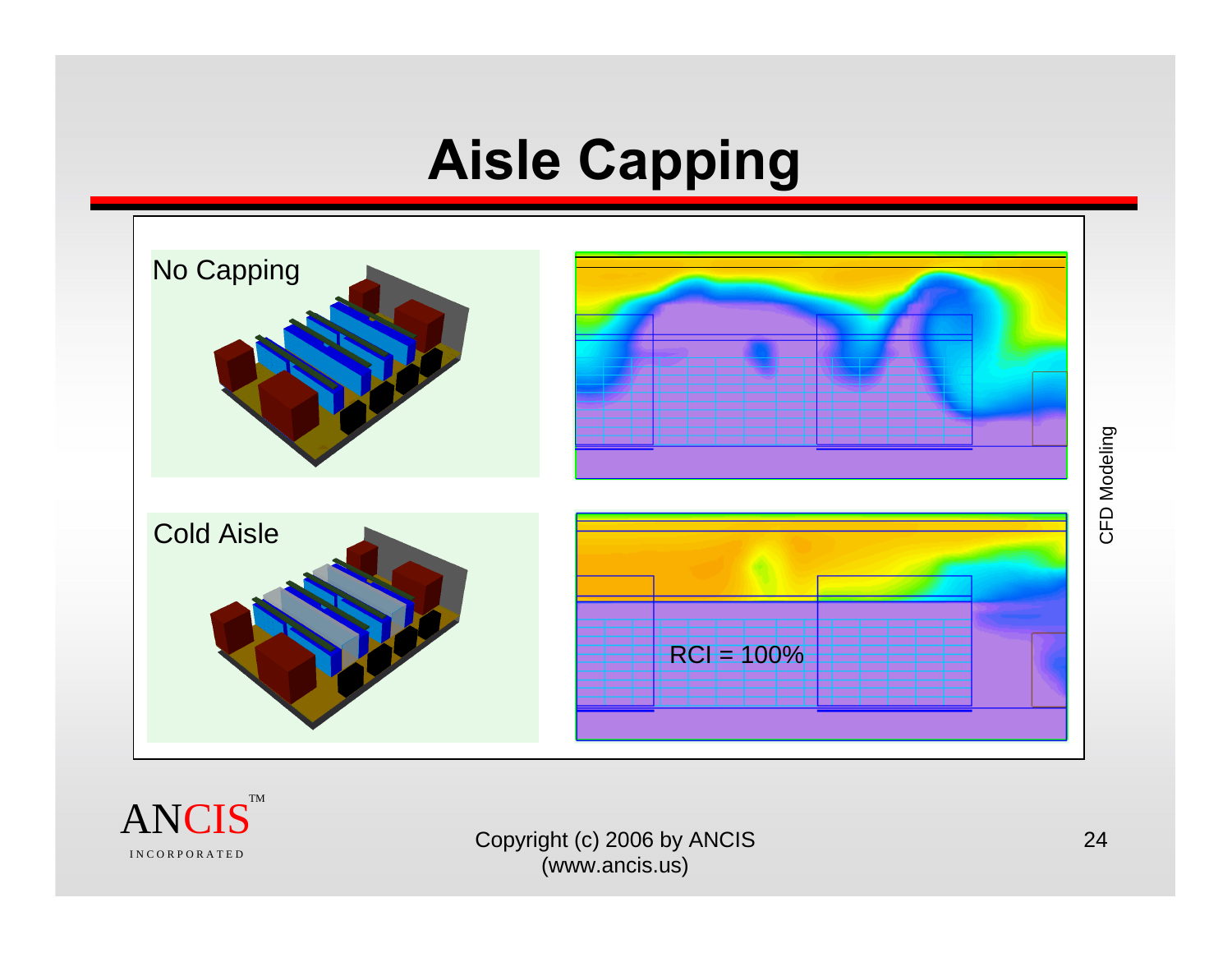# Aisle Capping

No Capping

Cold Aisle

RCI = 100%

CFD Modeling

ANCIS™
INCORPORATED

Copyright (c) 2006 by ANCIS
(www.ancis.us)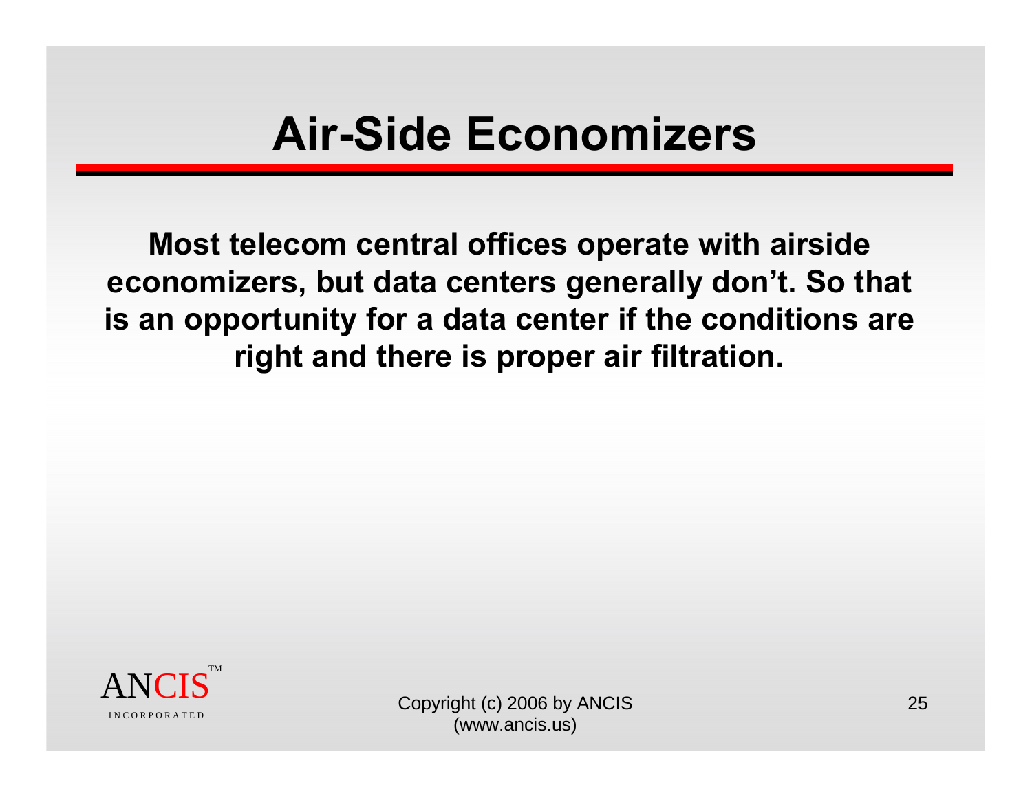# Air-Side Economizers

**Most telecom central offices operate with airside economizers, but data centers generally don't. So that is an opportunity for a data center if the conditions are right and there is proper air filtration.**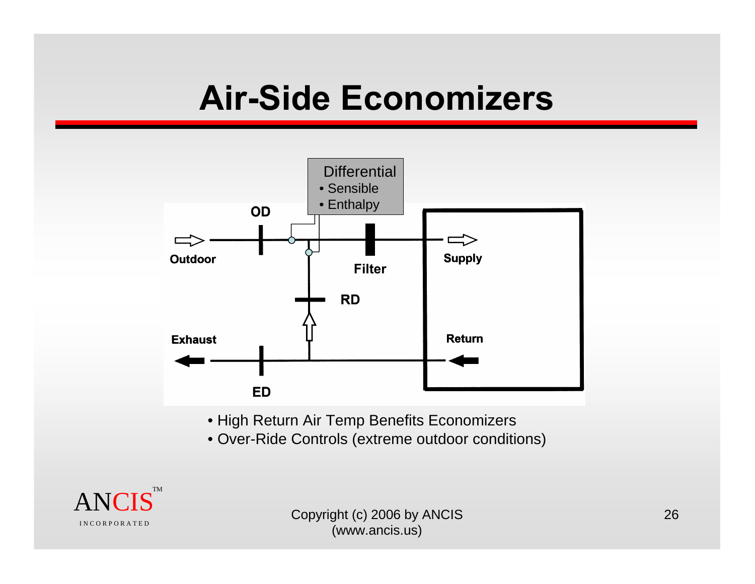# Air-Side Economizers

Differential
- Sensible
- Enthalpy

OD

Outdoor

Filter

Supply

RD

Exhaust

Return

ED

- High Return Air Temp Benefits Economizers
- Over-Ride Controls (extreme outdoor conditions)

Copyright (c) 2006 by ANCIS
(www.ancis.us)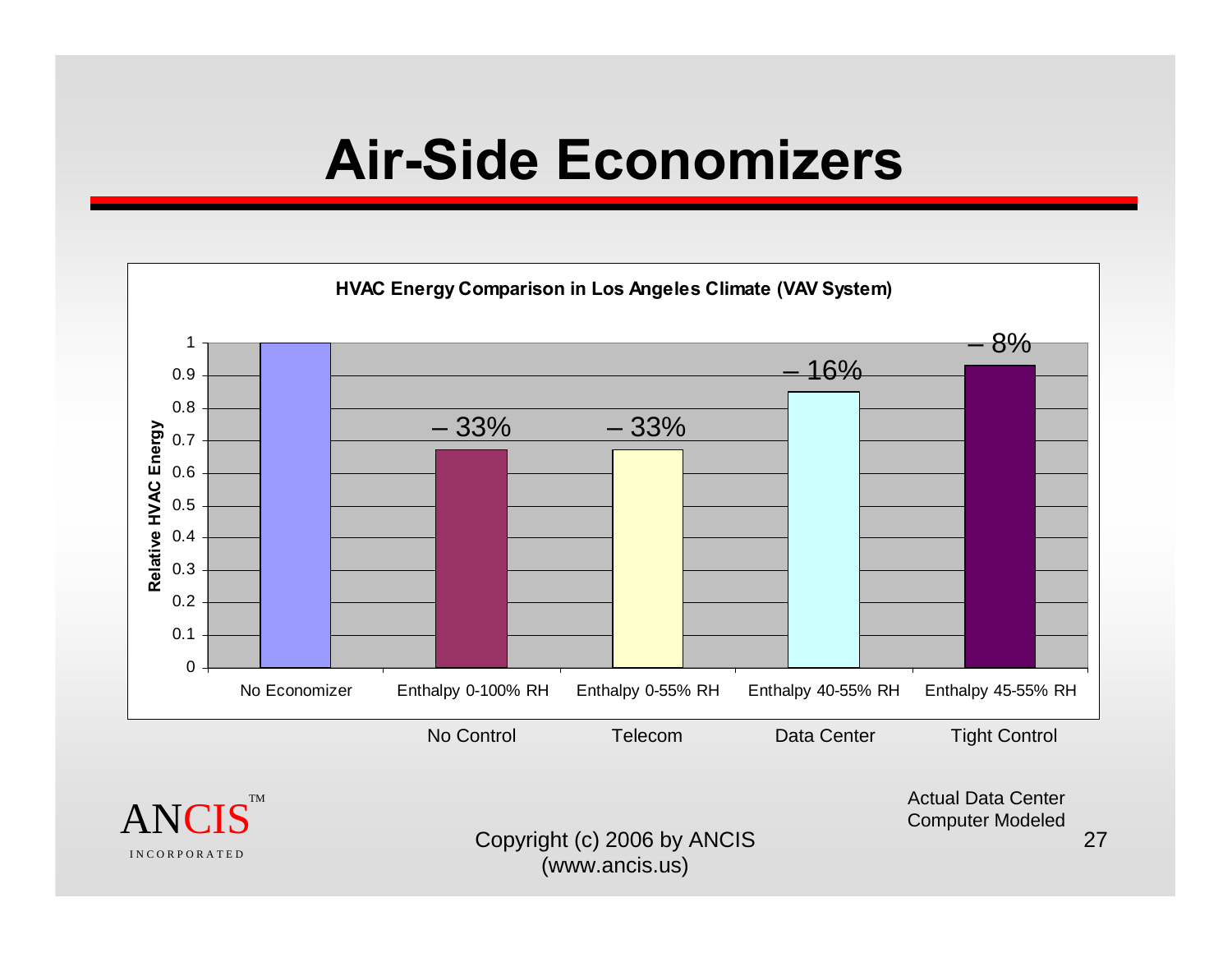# Air-Side Economizers

**HVAC Energy Comparison in Los Angeles Climate (VAV System)**

| | No Economizer | Enthalpy 0-100% RH | Enthalpy 0-55% RH | Enthalpy 40-55% RH | Enthalpy 45-55% RH |
|---|---|---|---|---|---|
| | | No Control | Telecom | Data Center | Tight Control |
| Relative HVAC Energy | 1 | – 33% | – 33% | – 16% | – 8% |

Actual Data Center
Computer Modeled

ANCIS™ INCORPORATED

Copyright (c) 2006 by ANCIS (www.ancis.us)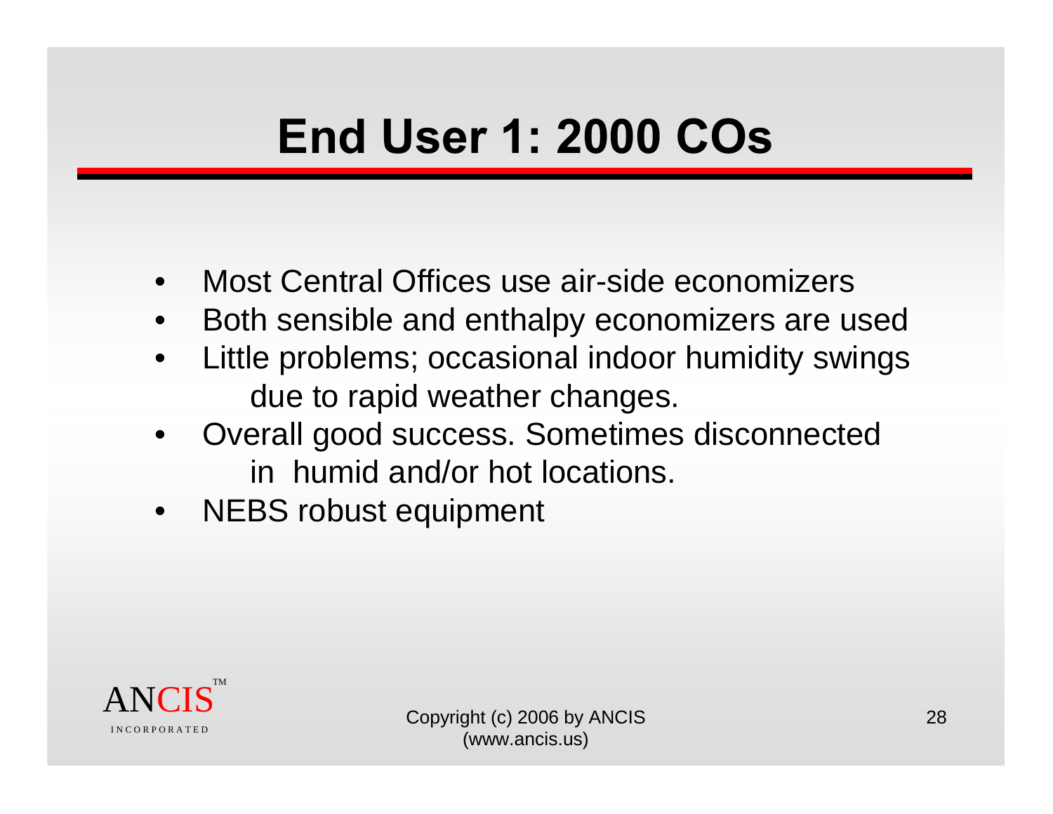# End User 1: 2000 COs

- Most Central Offices use air-side economizers
- Both sensible and enthalpy economizers are used
- Little problems; occasional indoor humidity swings due to rapid weather changes.
- Overall good success. Sometimes disconnected in humid and/or hot locations.
- NEBS robust equipment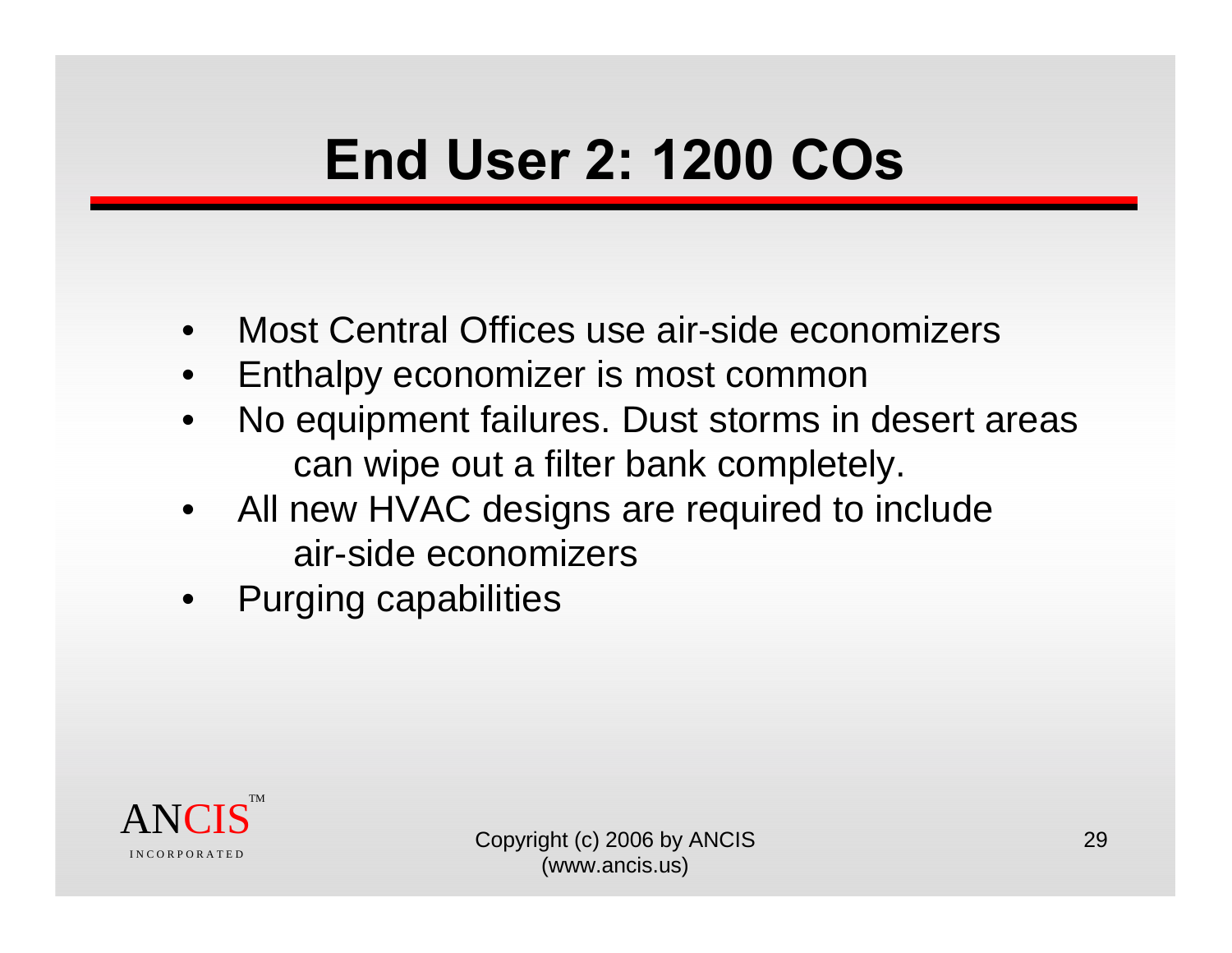# End User 2: 1200 COs

- Most Central Offices use air-side economizers
- Enthalpy economizer is most common
- No equipment failures. Dust storms in desert areas can wipe out a filter bank completely.
- All new HVAC designs are required to include air-side economizers
- Purging capabilities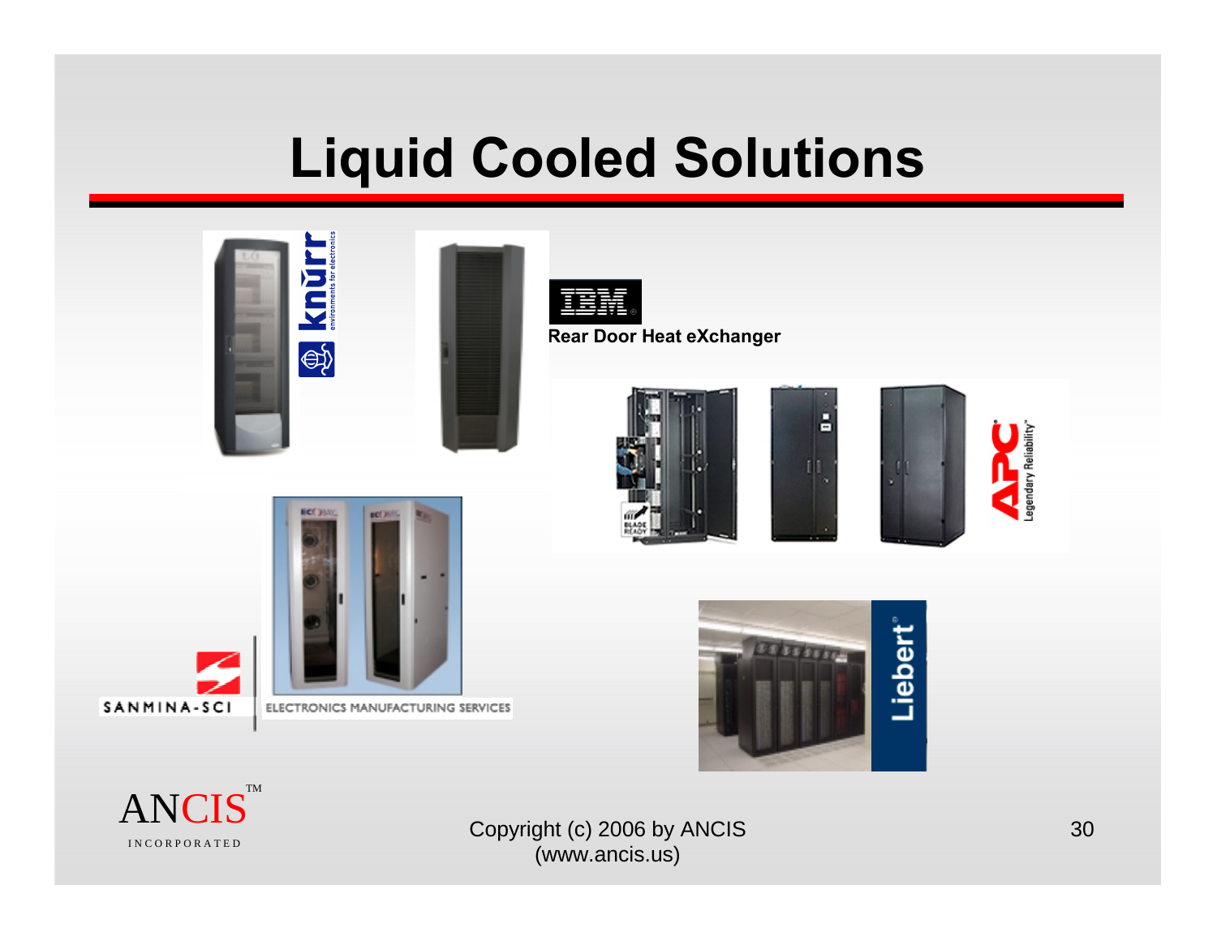# Liquid Cooled Solutions

IBM

Rear Door Heat eXchanger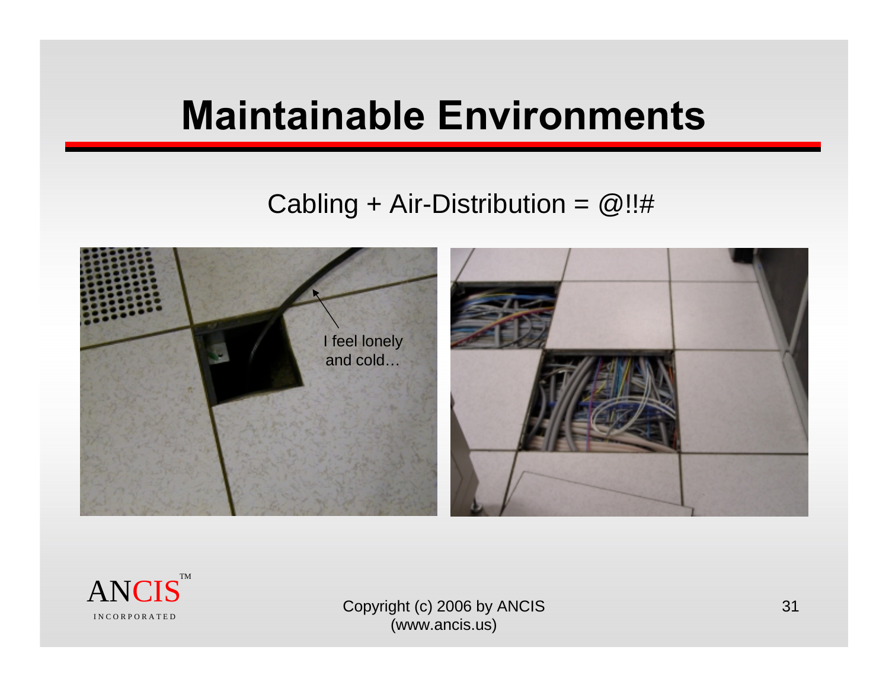# Maintainable Environments

Cabling + Air-Distribution = @!!#

I feel lonely and cold…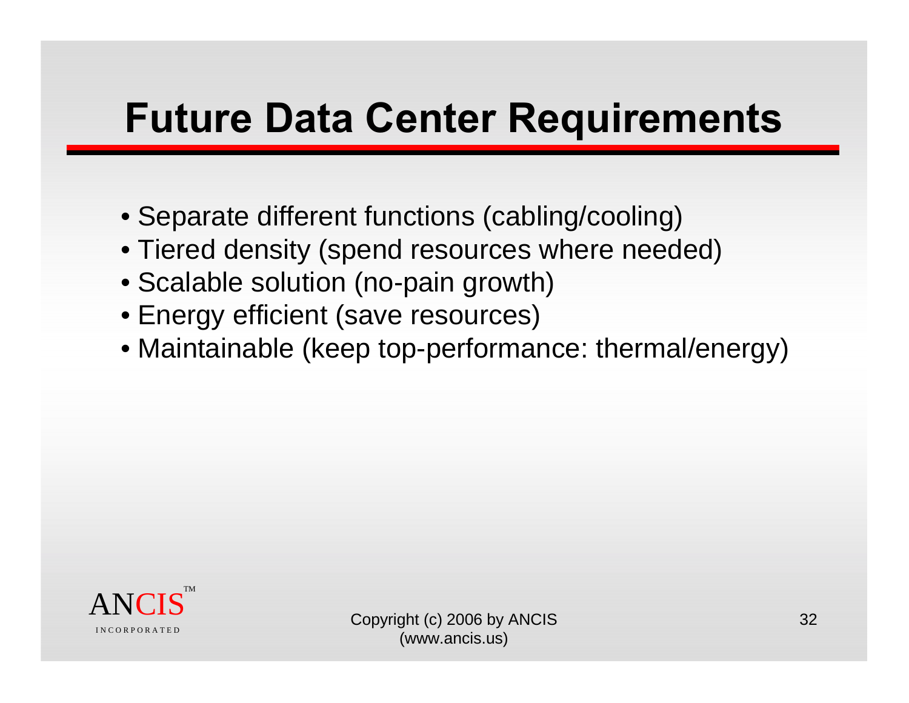# Future Data Center Requirements

- Separate different functions (cabling/cooling)
- Tiered density (spend resources where needed)
- Scalable solution (no-pain growth)
- Energy efficient (save resources)
- Maintainable (keep top-performance: thermal/energy)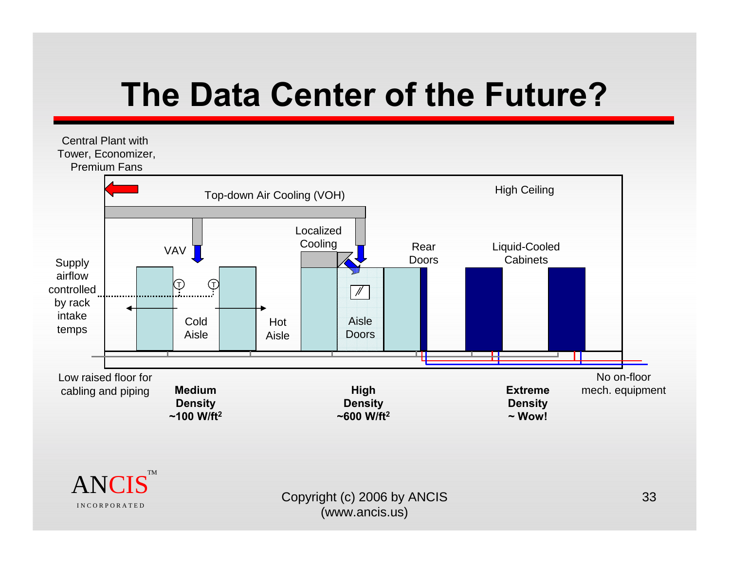# The Data Center of the Future?

Central Plant with Tower, Economizer, Premium Fans

Top-down Air Cooling (VOH)

High Ceiling

VAV

Localized Cooling

Rear Doors

Liquid-Cooled Cabinets

Supply airflow controlled by rack intake temps

Cold Aisle

Hot Aisle

Aisle Doors

Low raised floor for cabling and piping

No on-floor mech. equipment

**Medium Density ~100 W/ft²**

**High Density ~600 W/ft²**

**Extreme Density ~ Wow!**

Copyright (c) 2006 by ANCIS (www.ancis.us)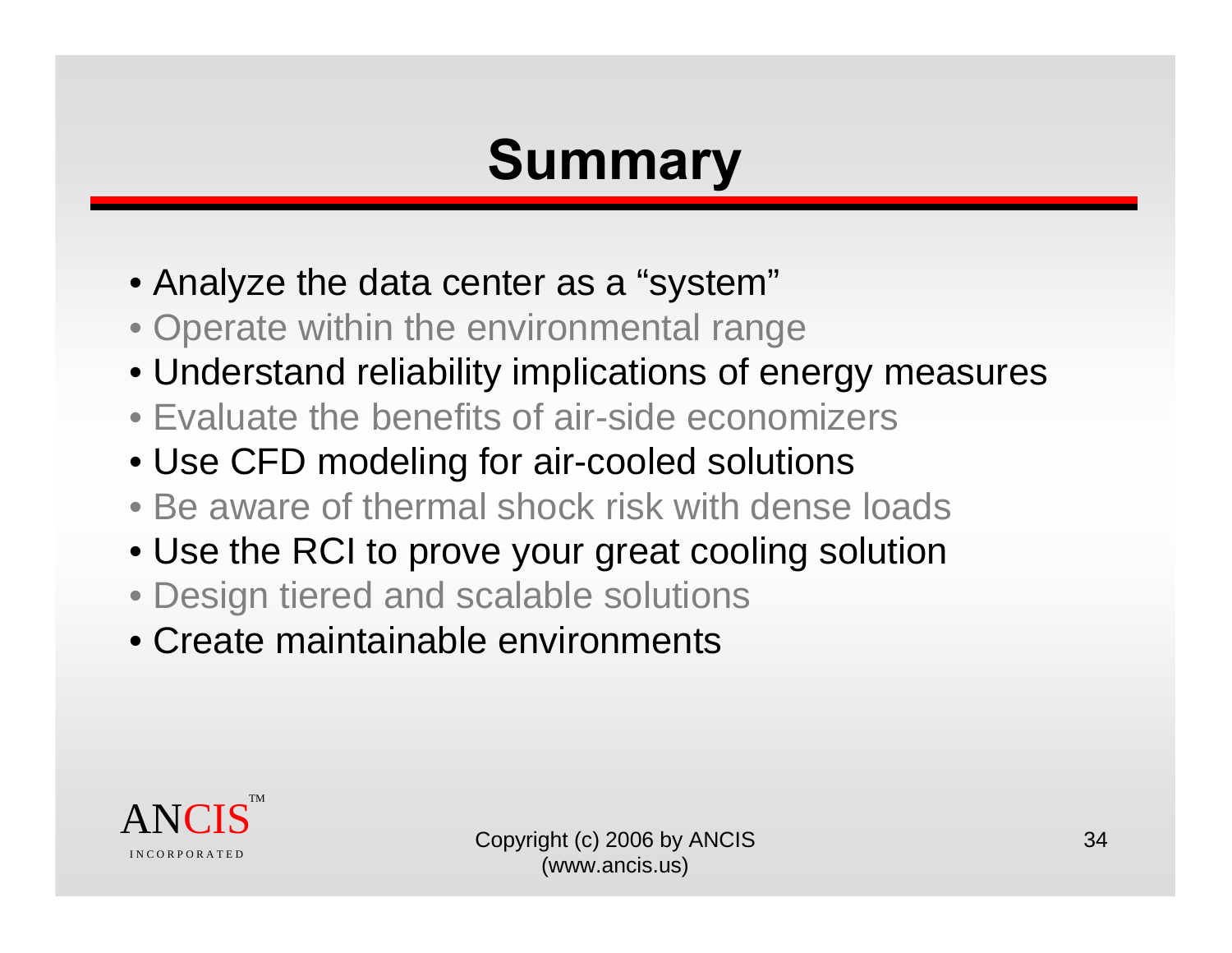# Summary

- Analyze the data center as a "system"
- Operate within the environmental range
- Understand reliability implications of energy measures
- Evaluate the benefits of air-side economizers
- Use CFD modeling for air-cooled solutions
- Be aware of thermal shock risk with dense loads
- Use the RCI to prove your great cooling solution
- Design tiered and scalable solutions
- Create maintainable environments

ANCIS™ INCORPORATED

Copyright (c) 2006 by ANCIS (www.ancis.us)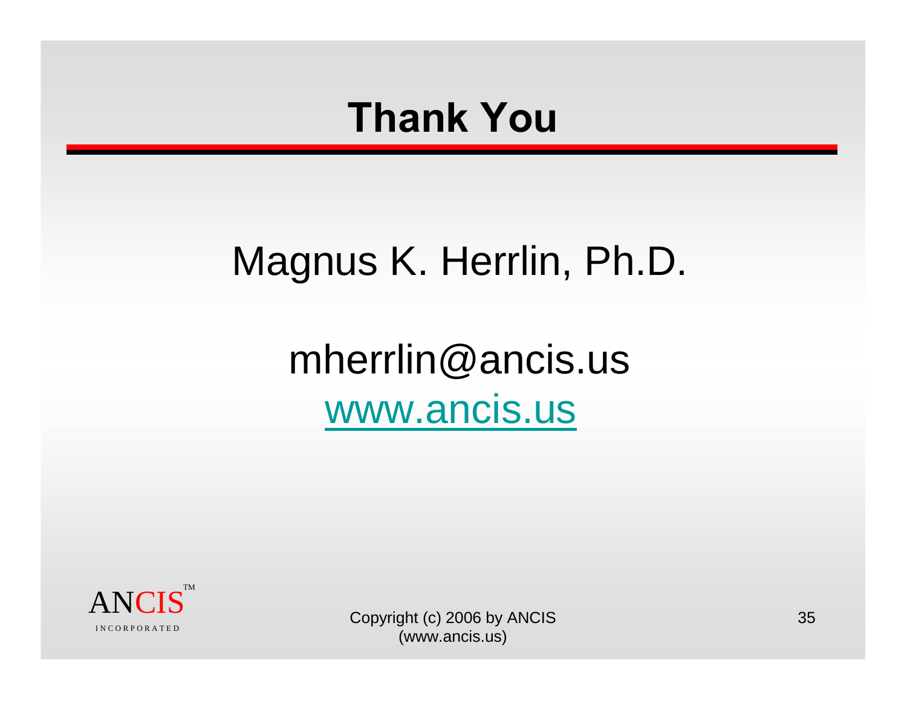# Thank You

Magnus K. Herrlin, Ph.D.

mherrlin@ancis.us

www.ancis.us